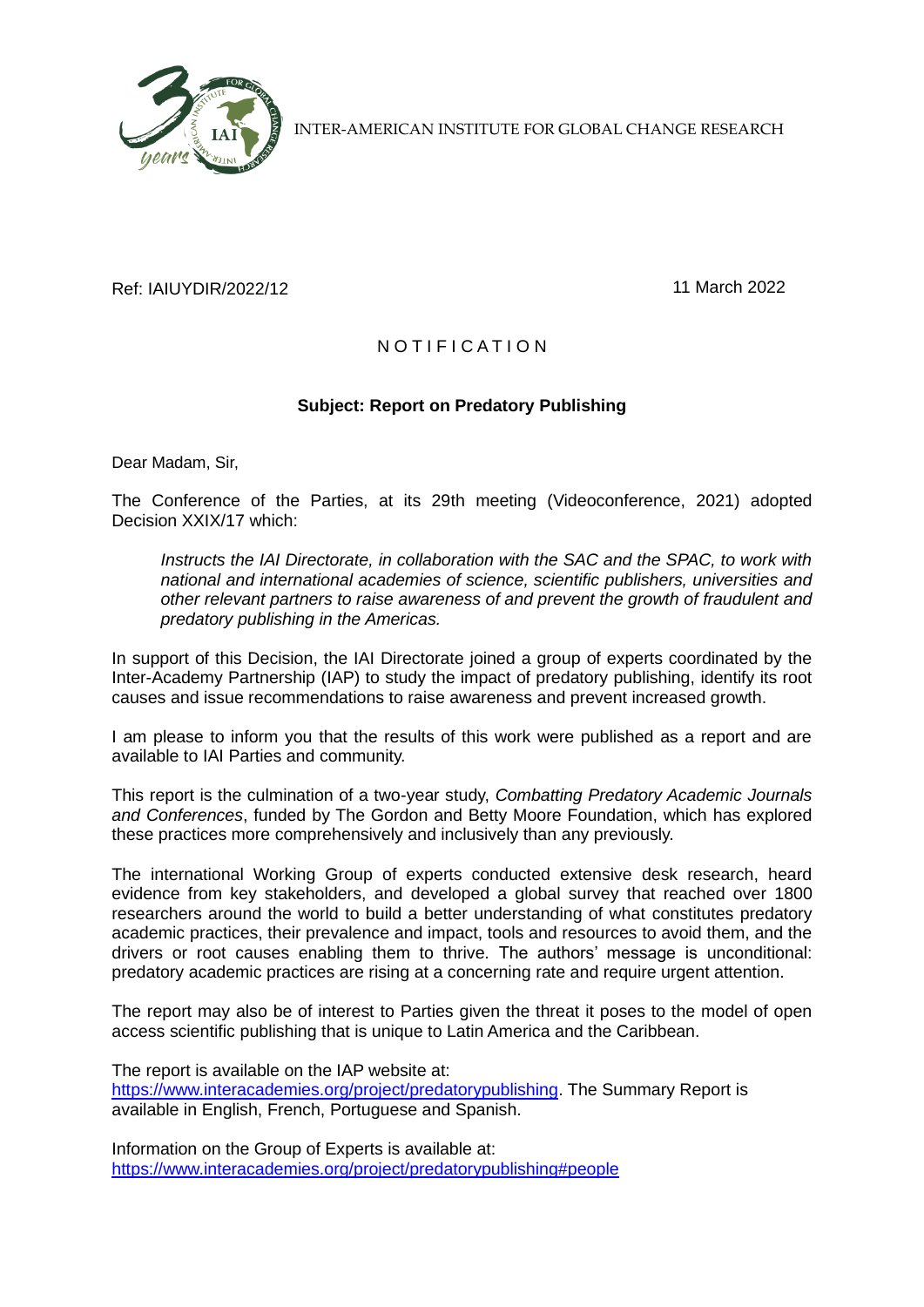INTER-AMERICAN INSTITUTE FOR GLOBAL CHANGE RESEARCH

Ref: IAIUYDIR/2022/12

11 March 2022

N O T I F I C A T I O N

**Subject: Report on Predatory Publishing**

Dear Madam, Sir,

The Conference of the Parties, at its 29th meeting (Videoconference, 2021) adopted Decision XXIX/17 which:

> *Instructs the IAI Directorate, in collaboration with the SAC and the SPAC, to work with national and international academies of science, scientific publishers, universities and other relevant partners to raise awareness of and prevent the growth of fraudulent and predatory publishing in the Americas.*

In support of this Decision, the IAI Directorate joined a group of experts coordinated by the Inter-Academy Partnership (IAP) to study the impact of predatory publishing, identify its root causes and issue recommendations to raise awareness and prevent increased growth.

I am please to inform you that the results of this work were published as a report and are available to IAI Parties and community.

This report is the culmination of a two-year study, *Combatting Predatory Academic Journals and Conferences*, funded by The Gordon and Betty Moore Foundation, which has explored these practices more comprehensively and inclusively than any previously.

The international Working Group of experts conducted extensive desk research, heard evidence from key stakeholders, and developed a global survey that reached over 1800 researchers around the world to build a better understanding of what constitutes predatory academic practices, their prevalence and impact, tools and resources to avoid them, and the drivers or root causes enabling them to thrive. The authors' message is unconditional: predatory academic practices are rising at a concerning rate and require urgent attention.

The report may also be of interest to Parties given the threat it poses to the model of open access scientific publishing that is unique to Latin America and the Caribbean.

The report is available on the IAP website at:
https://www.interacademies.org/project/predatorypublishing. The Summary Report is available in English, French, Portuguese and Spanish.

Information on the Group of Experts is available at:
https://www.interacademies.org/project/predatorypublishing#people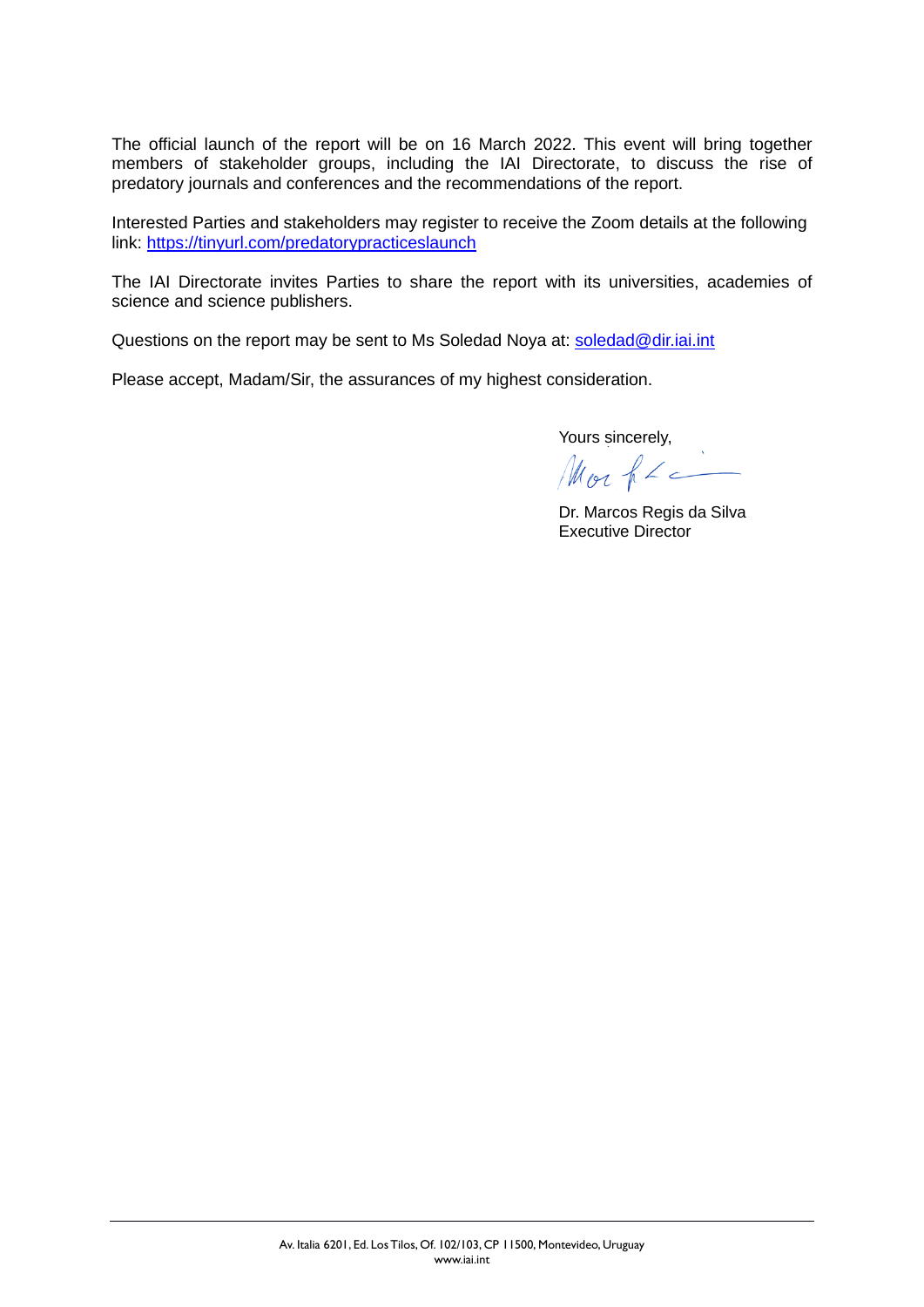The official launch of the report will be on 16 March 2022. This event will bring together members of stakeholder groups, including the IAI Directorate, to discuss the rise of predatory journals and conferences and the recommendations of the report.

Interested Parties and stakeholders may register to receive the Zoom details at the following link: https://tinyurl.com/predatorypracticeslaunch

The IAI Directorate invites Parties to share the report with its universities, academies of science and science publishers.

Questions on the report may be sent to Ms Soledad Noya at: soledad@dir.iai.int

Please accept, Madam/Sir, the assurances of my highest consideration.

Yours sincerely,

Dr. Marcos Regis da Silva
Executive Director

Av. Italia 6201, Ed. Los Tilos, Of. 102/103, CP 11500, Montevideo, Uruguay
www.iai.int